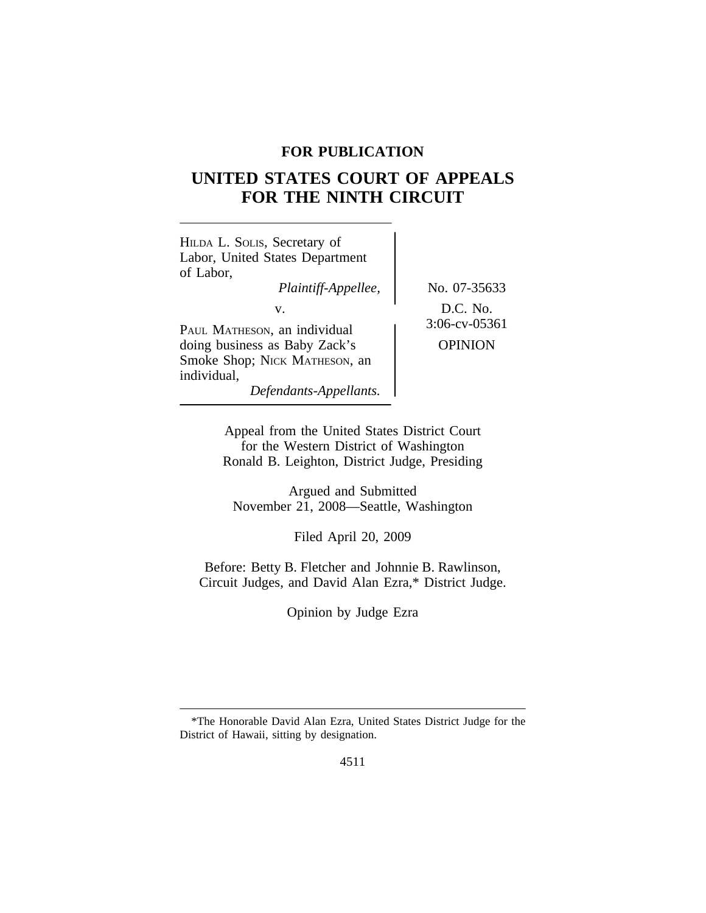**FOR PUBLICATION**

# UNITED STATES COURT OF APPEALS FOR THE NINTH CIRCUIT

HILDA L. SOLIS, Secretary of Labor, United States Department of Labor,
*Plaintiff-Appellee,*

v.

PAUL MATHESON, an individual doing business as Baby Zack's Smoke Shop; NICK MATHESON, an individual,
*Defendants-Appellants.*

No. 07-35633

D.C. No. 3:06-cv-05361

OPINION

Appeal from the United States District Court for the Western District of Washington
Ronald B. Leighton, District Judge, Presiding

Argued and Submitted
November 21, 2008—Seattle, Washington

Filed April 20, 2009

Before: Betty B. Fletcher and Johnnie B. Rawlinson, Circuit Judges, and David Alan Ezra,* District Judge.

Opinion by Judge Ezra

---

*The Honorable David Alan Ezra, United States District Judge for the District of Hawaii, sitting by designation.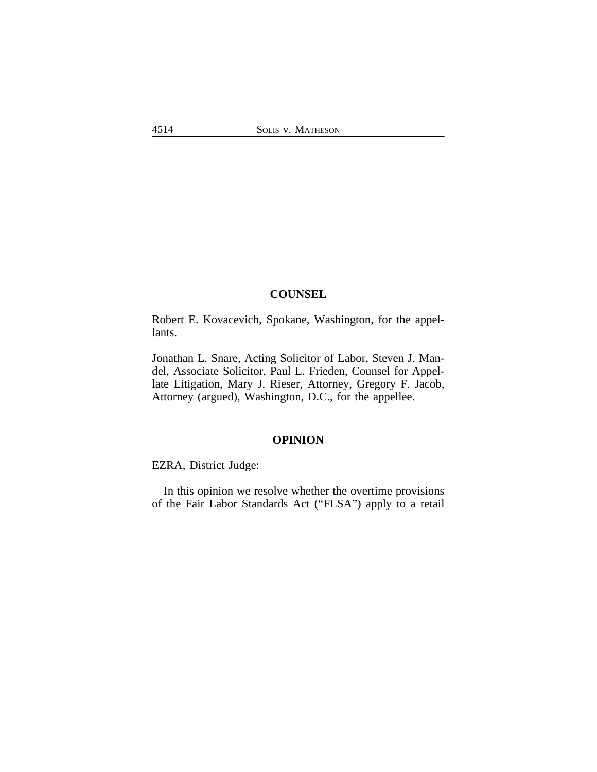## COUNSEL

Robert E. Kovacevich, Spokane, Washington, for the appellants.

Jonathan L. Snare, Acting Solicitor of Labor, Steven J. Mandel, Associate Solicitor, Paul L. Frieden, Counsel for Appellate Litigation, Mary J. Rieser, Attorney, Gregory F. Jacob, Attorney (argued), Washington, D.C., for the appellee.

## OPINION

EZRA, District Judge:

In this opinion we resolve whether the overtime provisions of the Fair Labor Standards Act ("FLSA") apply to a retail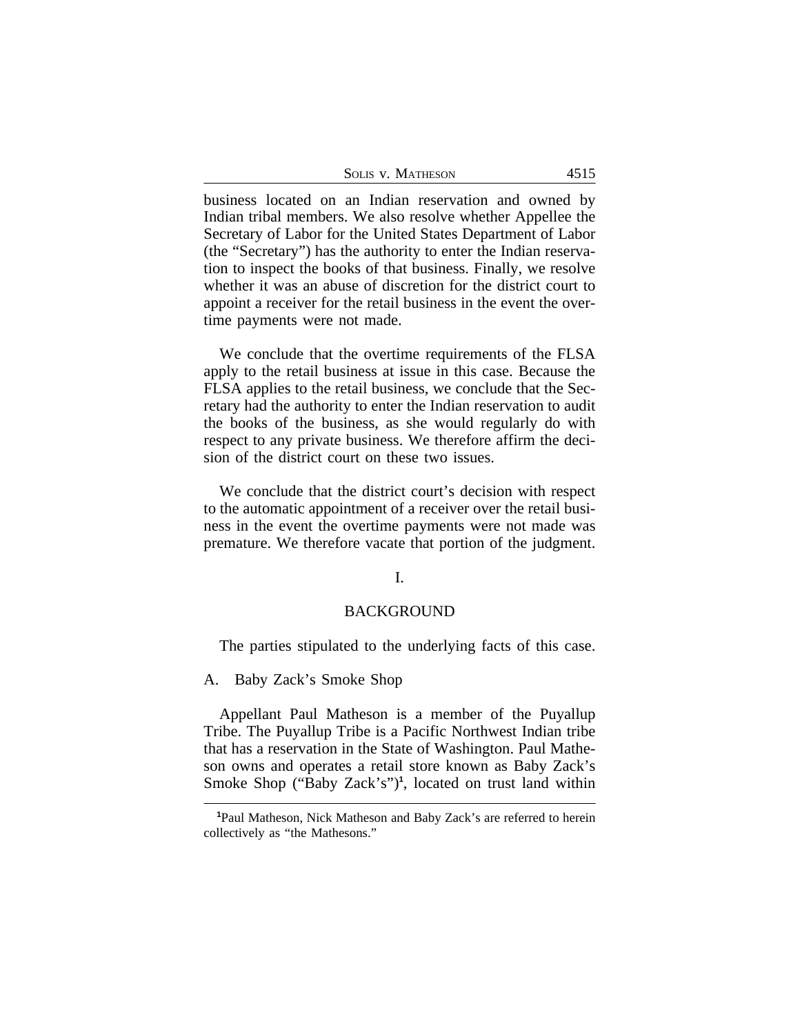business located on an Indian reservation and owned by Indian tribal members. We also resolve whether Appellee the Secretary of Labor for the United States Department of Labor (the "Secretary") has the authority to enter the Indian reservation to inspect the books of that business. Finally, we resolve whether it was an abuse of discretion for the district court to appoint a receiver for the retail business in the event the overtime payments were not made.

We conclude that the overtime requirements of the FLSA apply to the retail business at issue in this case. Because the FLSA applies to the retail business, we conclude that the Secretary had the authority to enter the Indian reservation to audit the books of the business, as she would regularly do with respect to any private business. We therefore affirm the decision of the district court on these two issues.

We conclude that the district court's decision with respect to the automatic appointment of a receiver over the retail business in the event the overtime payments were not made was premature. We therefore vacate that portion of the judgment.

## I.

## BACKGROUND

The parties stipulated to the underlying facts of this case.

### A. Baby Zack's Smoke Shop

Appellant Paul Matheson is a member of the Puyallup Tribe. The Puyallup Tribe is a Pacific Northwest Indian tribe that has a reservation in the State of Washington. Paul Matheson owns and operates a retail store known as Baby Zack's Smoke Shop ("Baby Zack's")[1], located on trust land within

[1] Paul Matheson, Nick Matheson and Baby Zack's are referred to herein collectively as "the Mathesons."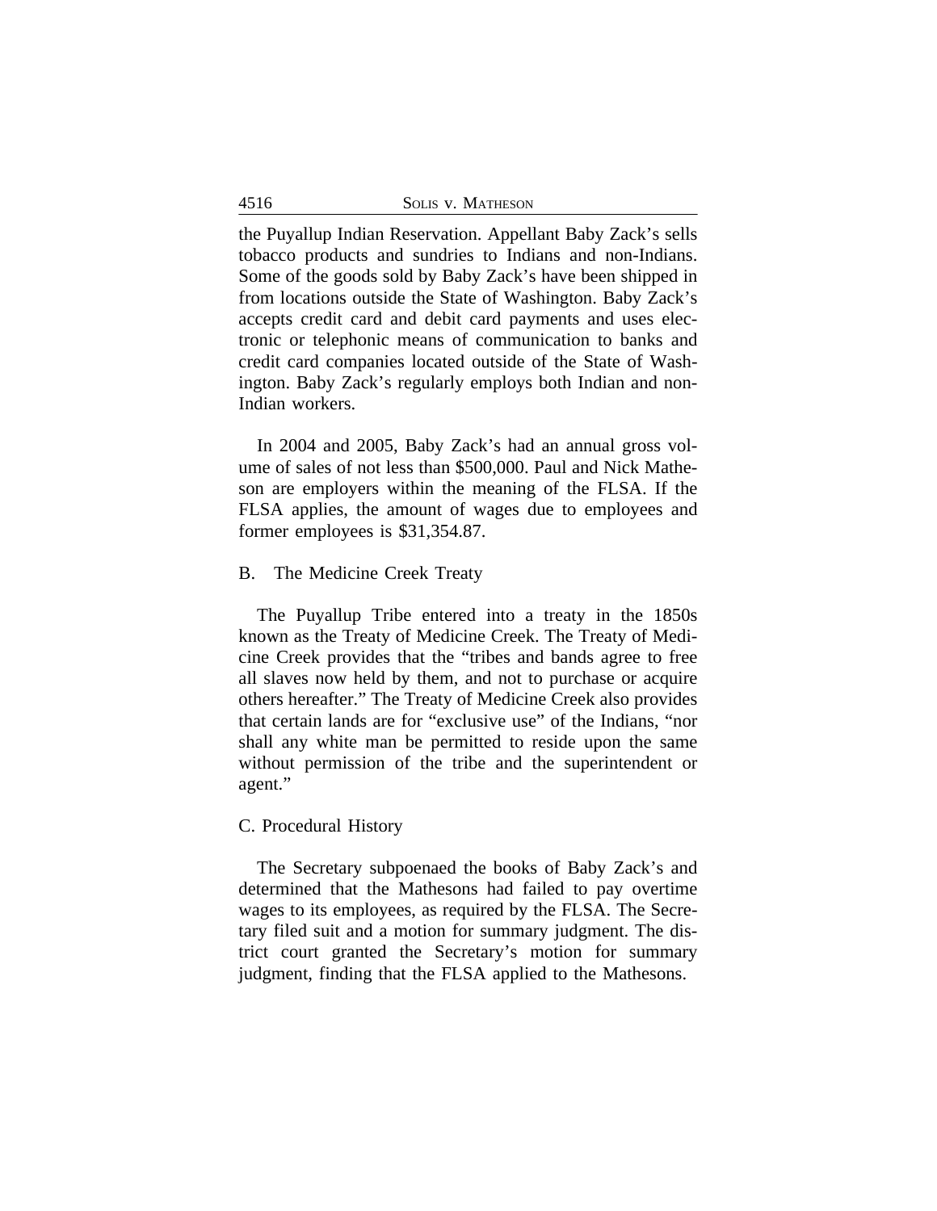the Puyallup Indian Reservation. Appellant Baby Zack's sells tobacco products and sundries to Indians and non-Indians. Some of the goods sold by Baby Zack's have been shipped in from locations outside the State of Washington. Baby Zack's accepts credit card and debit card payments and uses electronic or telephonic means of communication to banks and credit card companies located outside of the State of Washington. Baby Zack's regularly employs both Indian and non-Indian workers.

In 2004 and 2005, Baby Zack's had an annual gross volume of sales of not less than $500,000. Paul and Nick Matheson are employers within the meaning of the FLSA. If the FLSA applies, the amount of wages due to employees and former employees is $31,354.87.

### B. The Medicine Creek Treaty

The Puyallup Tribe entered into a treaty in the 1850s known as the Treaty of Medicine Creek. The Treaty of Medicine Creek provides that the "tribes and bands agree to free all slaves now held by them, and not to purchase or acquire others hereafter." The Treaty of Medicine Creek also provides that certain lands are for "exclusive use" of the Indians, "nor shall any white man be permitted to reside upon the same without permission of the tribe and the superintendent or agent."

### C. Procedural History

The Secretary subpoenaed the books of Baby Zack's and determined that the Mathesons had failed to pay overtime wages to its employees, as required by the FLSA. The Secretary filed suit and a motion for summary judgment. The district court granted the Secretary's motion for summary judgment, finding that the FLSA applied to the Mathesons.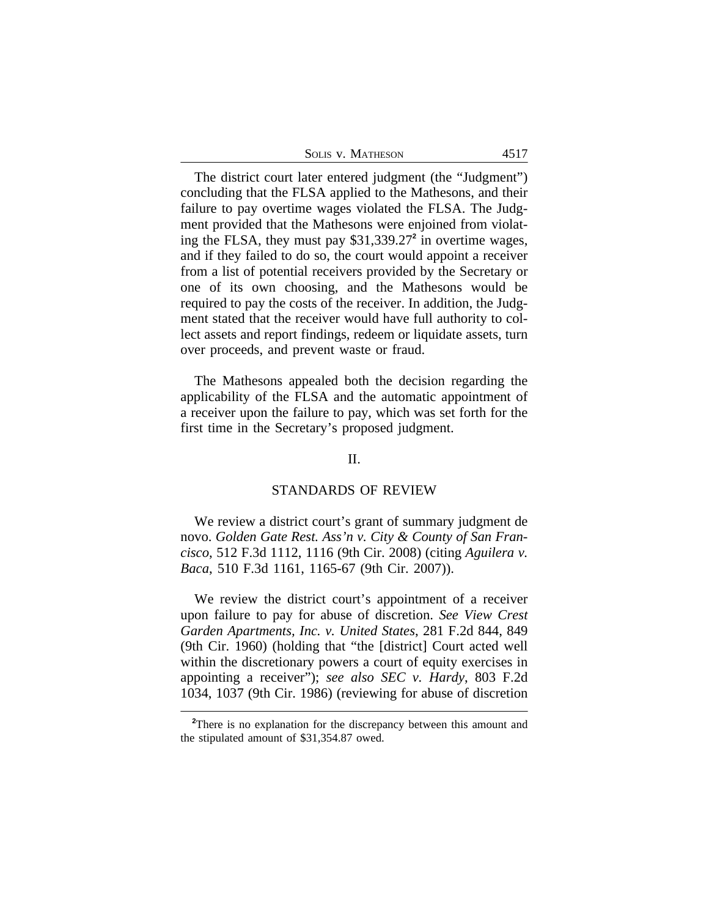The district court later entered judgment (the "Judgment") concluding that the FLSA applied to the Mathesons, and their failure to pay overtime wages violated the FLSA. The Judgment provided that the Mathesons were enjoined from violating the FLSA, they must pay $31,339.27[2] in overtime wages, and if they failed to do so, the court would appoint a receiver from a list of potential receivers provided by the Secretary or one of its own choosing, and the Mathesons would be required to pay the costs of the receiver. In addition, the Judgment stated that the receiver would have full authority to collect assets and report findings, redeem or liquidate assets, turn over proceeds, and prevent waste or fraud.

The Mathesons appealed both the decision regarding the applicability of the FLSA and the automatic appointment of a receiver upon the failure to pay, which was set forth for the first time in the Secretary's proposed judgment.

## II.

## STANDARDS OF REVIEW

We review a district court's grant of summary judgment de novo. *Golden Gate Rest. Ass'n v. City & County of San Francisco*, 512 F.3d 1112, 1116 (9th Cir. 2008) (citing *Aguilera v. Baca*, 510 F.3d 1161, 1165-67 (9th Cir. 2007)).

We review the district court's appointment of a receiver upon failure to pay for abuse of discretion. *See View Crest Garden Apartments, Inc. v. United States*, 281 F.2d 844, 849 (9th Cir. 1960) (holding that "the [district] Court acted well within the discretionary powers a court of equity exercises in appointing a receiver"); *see also SEC v. Hardy*, 803 F.2d 1034, 1037 (9th Cir. 1986) (reviewing for abuse of discretion

[2]There is no explanation for the discrepancy between this amount and the stipulated amount of $31,354.87 owed.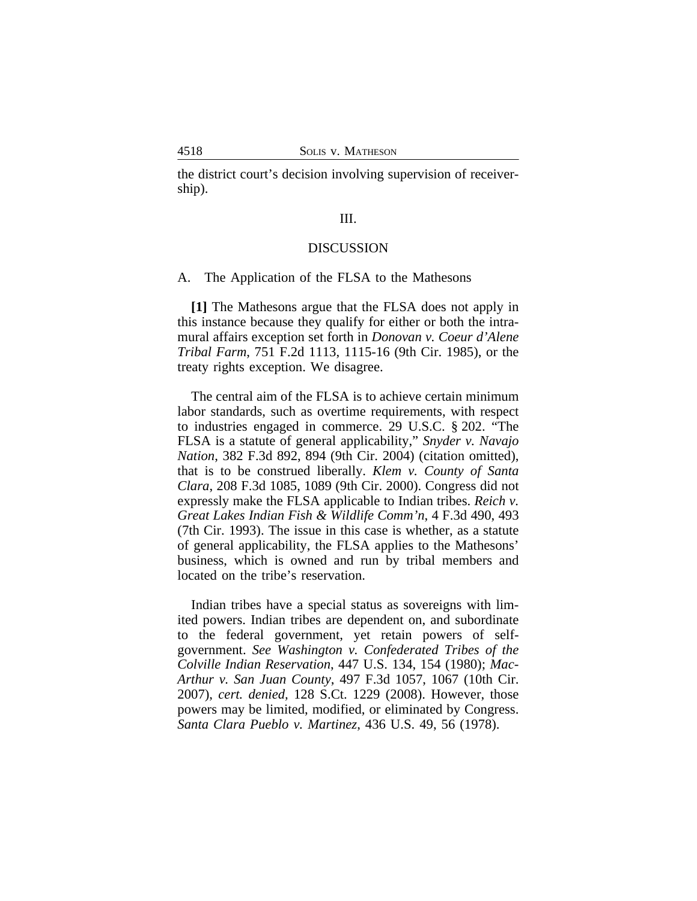the district court's decision involving supervision of receivership).

## III.

## DISCUSSION

### A. The Application of the FLSA to the Mathesons

**[1]** The Mathesons argue that the FLSA does not apply in this instance because they qualify for either or both the intramural affairs exception set forth in *Donovan v. Coeur d'Alene Tribal Farm*, 751 F.2d 1113, 1115-16 (9th Cir. 1985), or the treaty rights exception. We disagree.

The central aim of the FLSA is to achieve certain minimum labor standards, such as overtime requirements, with respect to industries engaged in commerce. 29 U.S.C. § 202. "The FLSA is a statute of general applicability," *Snyder v. Navajo Nation*, 382 F.3d 892, 894 (9th Cir. 2004) (citation omitted), that is to be construed liberally. *Klem v. County of Santa Clara*, 208 F.3d 1085, 1089 (9th Cir. 2000). Congress did not expressly make the FLSA applicable to Indian tribes. *Reich v. Great Lakes Indian Fish & Wildlife Comm'n*, 4 F.3d 490, 493 (7th Cir. 1993). The issue in this case is whether, as a statute of general applicability, the FLSA applies to the Mathesons' business, which is owned and run by tribal members and located on the tribe's reservation.

Indian tribes have a special status as sovereigns with limited powers. Indian tribes are dependent on, and subordinate to the federal government, yet retain powers of self-government. *See Washington v. Confederated Tribes of the Colville Indian Reservation*, 447 U.S. 134, 154 (1980); *MacArthur v. San Juan County*, 497 F.3d 1057, 1067 (10th Cir. 2007), *cert. denied*, 128 S.Ct. 1229 (2008). However, those powers may be limited, modified, or eliminated by Congress. *Santa Clara Pueblo v. Martinez*, 436 U.S. 49, 56 (1978).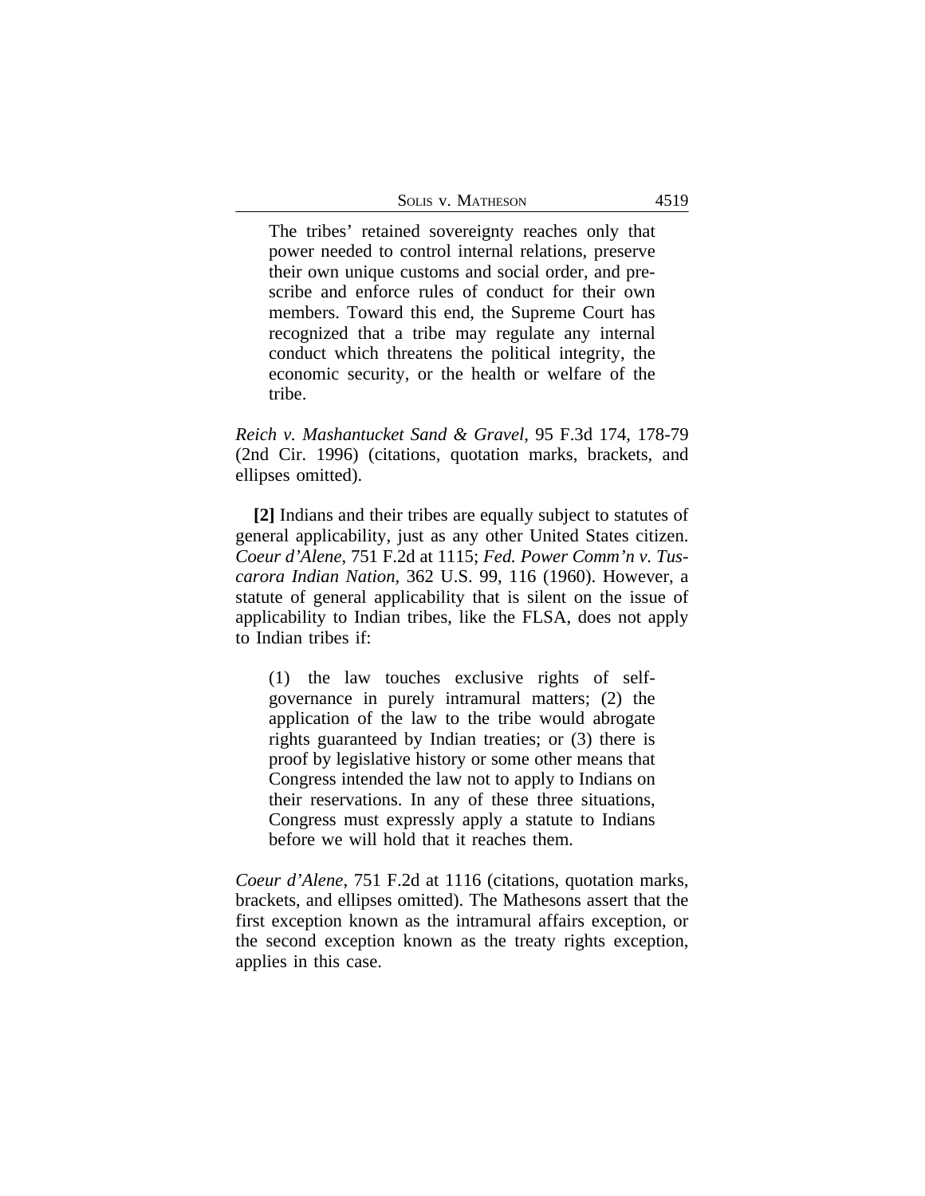> The tribes' retained sovereignty reaches only that power needed to control internal relations, preserve their own unique customs and social order, and prescribe and enforce rules of conduct for their own members. Toward this end, the Supreme Court has recognized that a tribe may regulate any internal conduct which threatens the political integrity, the economic security, or the health or welfare of the tribe.

*Reich v. Mashantucket Sand & Gravel*, 95 F.3d 174, 178-79 (2nd Cir. 1996) (citations, quotation marks, brackets, and ellipses omitted).

**[2]** Indians and their tribes are equally subject to statutes of general applicability, just as any other United States citizen. *Coeur d'Alene*, 751 F.2d at 1115; *Fed. Power Comm'n v. Tuscarora Indian Nation*, 362 U.S. 99, 116 (1960). However, a statute of general applicability that is silent on the issue of applicability to Indian tribes, like the FLSA, does not apply to Indian tribes if:

> (1) the law touches exclusive rights of self-governance in purely intramural matters; (2) the application of the law to the tribe would abrogate rights guaranteed by Indian treaties; or (3) there is proof by legislative history or some other means that Congress intended the law not to apply to Indians on their reservations. In any of these three situations, Congress must expressly apply a statute to Indians before we will hold that it reaches them.

*Coeur d'Alene*, 751 F.2d at 1116 (citations, quotation marks, brackets, and ellipses omitted). The Mathesons assert that the first exception known as the intramural affairs exception, or the second exception known as the treaty rights exception, applies in this case.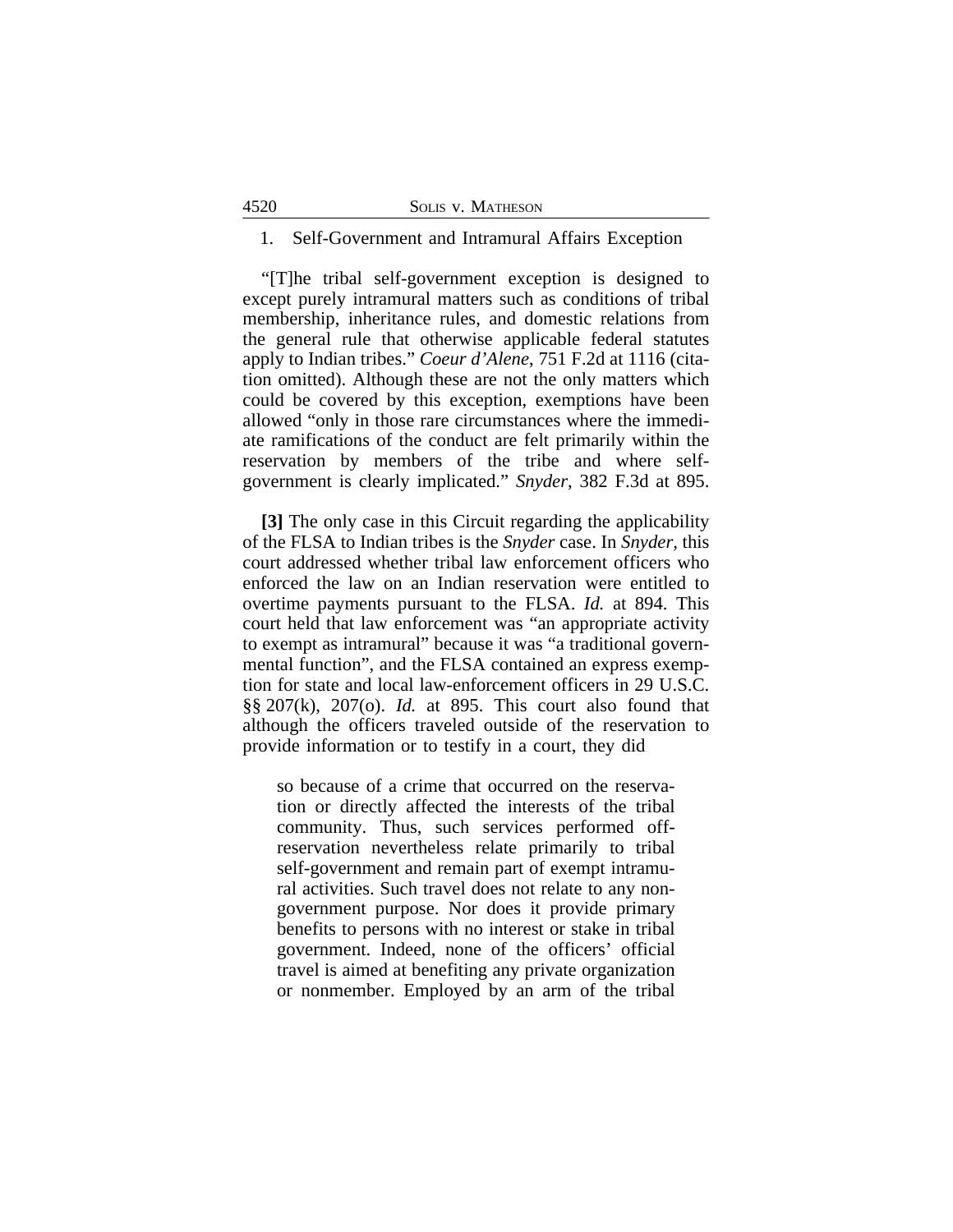### 1. Self-Government and Intramural Affairs Exception

"[T]he tribal self-government exception is designed to except purely intramural matters such as conditions of tribal membership, inheritance rules, and domestic relations from the general rule that otherwise applicable federal statutes apply to Indian tribes." *Coeur d'Alene*, 751 F.2d at 1116 (citation omitted). Although these are not the only matters which could be covered by this exception, exemptions have been allowed "only in those rare circumstances where the immediate ramifications of the conduct are felt primarily within the reservation by members of the tribe and where self-government is clearly implicated." *Snyder*, 382 F.3d at 895.

**[3]** The only case in this Circuit regarding the applicability of the FLSA to Indian tribes is the *Snyder* case. In *Snyder*, this court addressed whether tribal law enforcement officers who enforced the law on an Indian reservation were entitled to overtime payments pursuant to the FLSA. *Id.* at 894. This court held that law enforcement was "an appropriate activity to exempt as intramural" because it was "a traditional governmental function", and the FLSA contained an express exemption for state and local law-enforcement officers in 29 U.S.C. §§ 207(k), 207(o). *Id.* at 895. This court also found that although the officers traveled outside of the reservation to provide information or to testify in a court, they did

> so because of a crime that occurred on the reservation or directly affected the interests of the tribal community. Thus, such services performed off-reservation nevertheless relate primarily to tribal self-government and remain part of exempt intramural activities. Such travel does not relate to any non-government purpose. Nor does it provide primary benefits to persons with no interest or stake in tribal government. Indeed, none of the officers' official travel is aimed at benefiting any private organization or nonmember. Employed by an arm of the tribal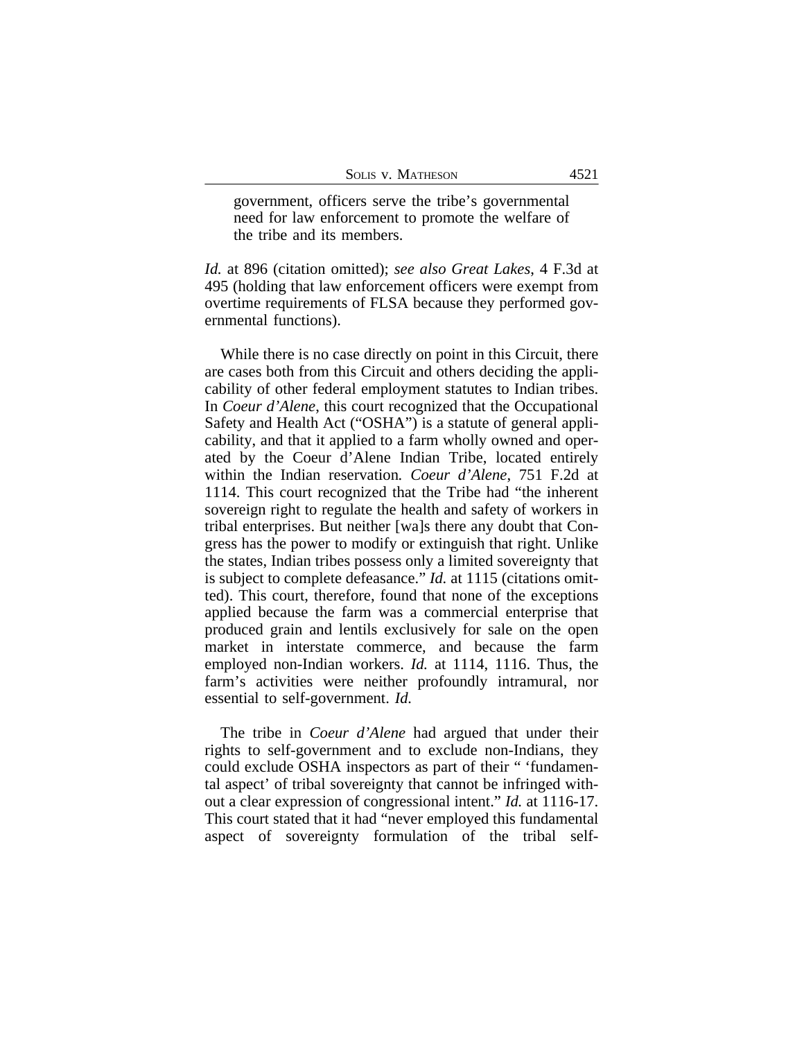> government, officers serve the tribe's governmental need for law enforcement to promote the welfare of the tribe and its members.

*Id.* at 896 (citation omitted); *see also Great Lakes*, 4 F.3d at 495 (holding that law enforcement officers were exempt from overtime requirements of FLSA because they performed governmental functions).

While there is no case directly on point in this Circuit, there are cases both from this Circuit and others deciding the applicability of other federal employment statutes to Indian tribes. In *Coeur d'Alene*, this court recognized that the Occupational Safety and Health Act ("OSHA") is a statute of general applicability, and that it applied to a farm wholly owned and operated by the Coeur d'Alene Indian Tribe, located entirely within the Indian reservation. *Coeur d'Alene*, 751 F.2d at 1114. This court recognized that the Tribe had "the inherent sovereign right to regulate the health and safety of workers in tribal enterprises. But neither [wa]s there any doubt that Congress has the power to modify or extinguish that right. Unlike the states, Indian tribes possess only a limited sovereignty that is subject to complete defeasance." *Id.* at 1115 (citations omitted). This court, therefore, found that none of the exceptions applied because the farm was a commercial enterprise that produced grain and lentils exclusively for sale on the open market in interstate commerce, and because the farm employed non-Indian workers. *Id.* at 1114, 1116. Thus, the farm's activities were neither profoundly intramural, nor essential to self-government. *Id.*

The tribe in *Coeur d'Alene* had argued that under their rights to self-government and to exclude non-Indians, they could exclude OSHA inspectors as part of their " 'fundamental aspect' of tribal sovereignty that cannot be infringed without a clear expression of congressional intent." *Id.* at 1116-17. This court stated that it had "never employed this fundamental aspect of sovereignty formulation of the tribal self-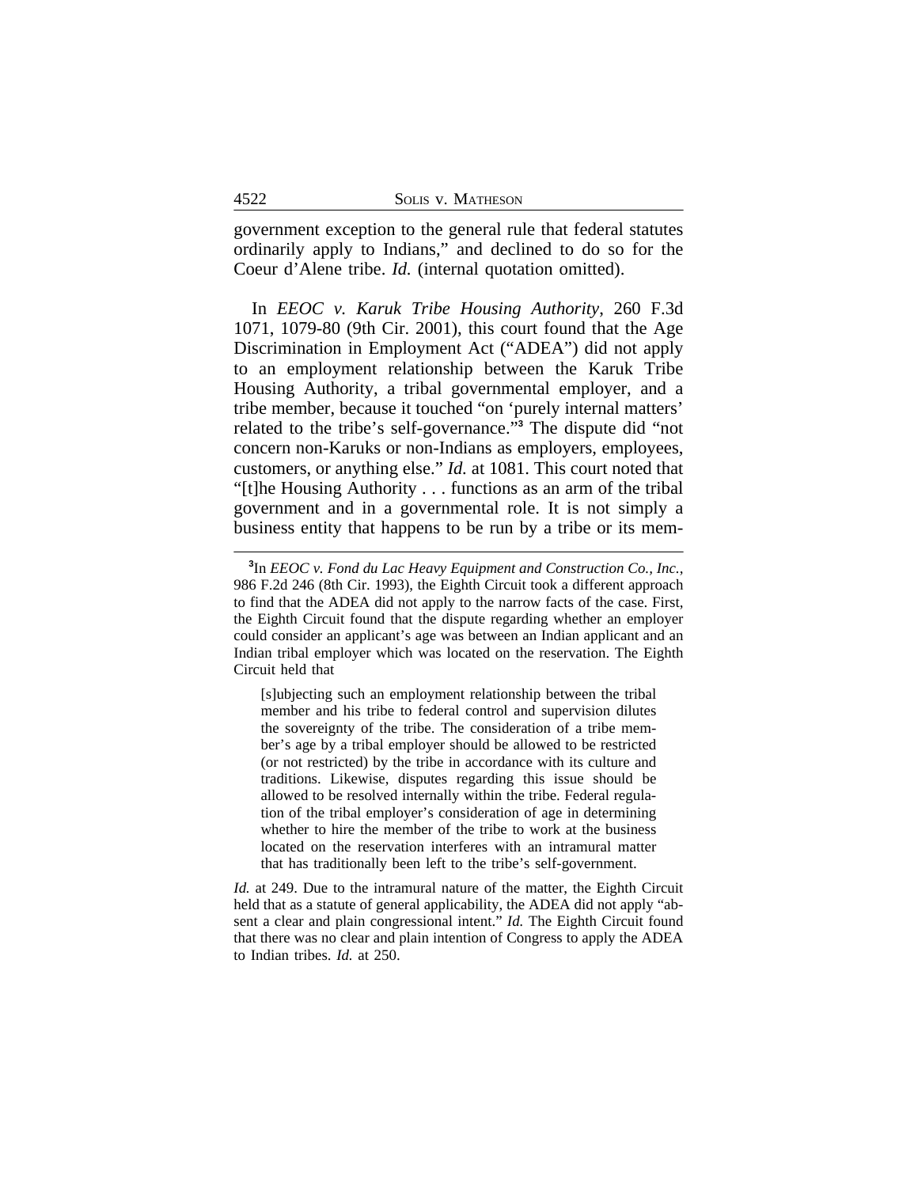government exception to the general rule that federal statutes ordinarily apply to Indians," and declined to do so for the Coeur d'Alene tribe. *Id.* (internal quotation omitted).

In *EEOC v. Karuk Tribe Housing Authority*, 260 F.3d 1071, 1079-80 (9th Cir. 2001), this court found that the Age Discrimination in Employment Act ("ADEA") did not apply to an employment relationship between the Karuk Tribe Housing Authority, a tribal governmental employer, and a tribe member, because it touched "on 'purely internal matters' related to the tribe's self-governance."[3] The dispute did "not concern non-Karuks or non-Indians as employers, employees, customers, or anything else." *Id.* at 1081. This court noted that "[t]he Housing Authority . . . functions as an arm of the tribal government and in a governmental role. It is not simply a business entity that happens to be run by a tribe or its mem-

---

[3]In *EEOC v. Fond du Lac Heavy Equipment and Construction Co., Inc.*, 986 F.2d 246 (8th Cir. 1993), the Eighth Circuit took a different approach to find that the ADEA did not apply to the narrow facts of the case. First, the Eighth Circuit found that the dispute regarding whether an employer could consider an applicant's age was between an Indian applicant and an Indian tribal employer which was located on the reservation. The Eighth Circuit held that

> [s]ubjecting such an employment relationship between the tribal member and his tribe to federal control and supervision dilutes the sovereignty of the tribe. The consideration of a tribe member's age by a tribal employer should be allowed to be restricted (or not restricted) by the tribe in accordance with its culture and traditions. Likewise, disputes regarding this issue should be allowed to be resolved internally within the tribe. Federal regulation of the tribal employer's consideration of age in determining whether to hire the member of the tribe to work at the business located on the reservation interferes with an intramural matter that has traditionally been left to the tribe's self-government.

*Id.* at 249. Due to the intramural nature of the matter, the Eighth Circuit held that as a statute of general applicability, the ADEA did not apply "absent a clear and plain congressional intent." *Id.* The Eighth Circuit found that there was no clear and plain intention of Congress to apply the ADEA to Indian tribes. *Id.* at 250.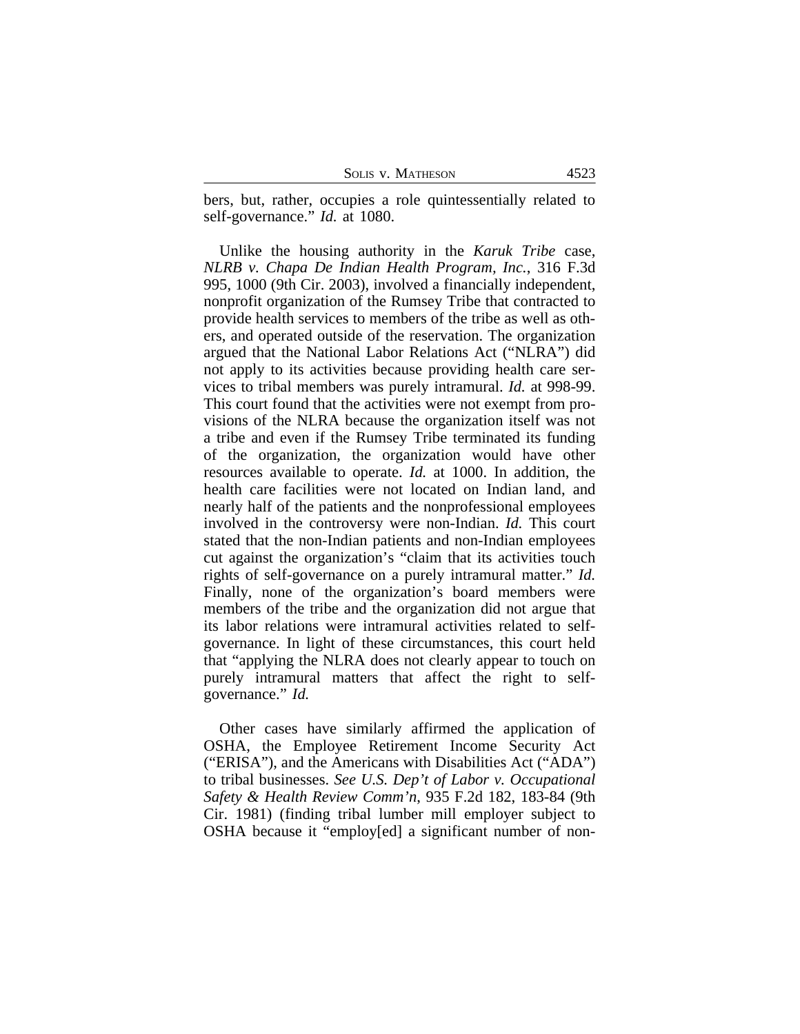bers, but, rather, occupies a role quintessentially related to self-governance." *Id.* at 1080.

Unlike the housing authority in the *Karuk Tribe* case, *NLRB v. Chapa De Indian Health Program, Inc.*, 316 F.3d 995, 1000 (9th Cir. 2003), involved a financially independent, nonprofit organization of the Rumsey Tribe that contracted to provide health services to members of the tribe as well as others, and operated outside of the reservation. The organization argued that the National Labor Relations Act ("NLRA") did not apply to its activities because providing health care services to tribal members was purely intramural. *Id.* at 998-99. This court found that the activities were not exempt from provisions of the NLRA because the organization itself was not a tribe and even if the Rumsey Tribe terminated its funding of the organization, the organization would have other resources available to operate. *Id.* at 1000. In addition, the health care facilities were not located on Indian land, and nearly half of the patients and the nonprofessional employees involved in the controversy were non-Indian. *Id.* This court stated that the non-Indian patients and non-Indian employees cut against the organization's "claim that its activities touch rights of self-governance on a purely intramural matter." *Id.* Finally, none of the organization's board members were members of the tribe and the organization did not argue that its labor relations were intramural activities related to self-governance. In light of these circumstances, this court held that "applying the NLRA does not clearly appear to touch on purely intramural matters that affect the right to self-governance." *Id.*

Other cases have similarly affirmed the application of OSHA, the Employee Retirement Income Security Act ("ERISA"), and the Americans with Disabilities Act ("ADA") to tribal businesses. *See U.S. Dep't of Labor v. Occupational Safety & Health Review Comm'n*, 935 F.2d 182, 183-84 (9th Cir. 1981) (finding tribal lumber mill employer subject to OSHA because it "employ[ed] a significant number of non-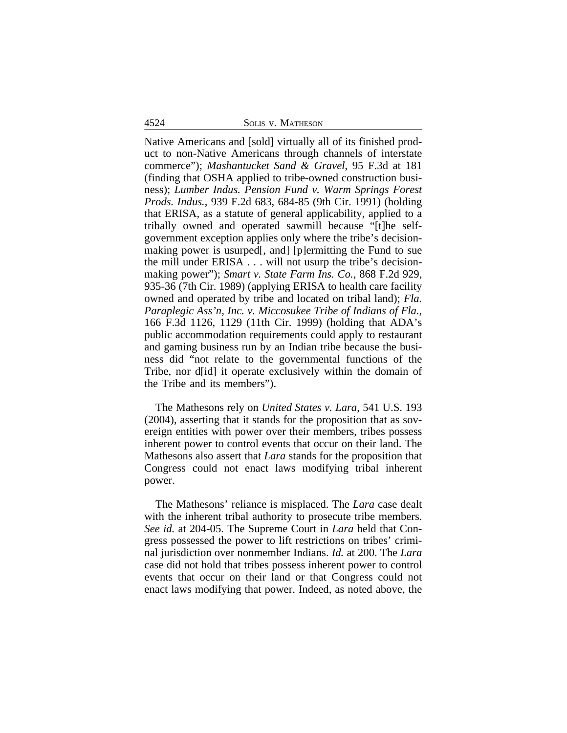Native Americans and [sold] virtually all of its finished product to non-Native Americans through channels of interstate commerce"); *Mashantucket Sand & Gravel*, 95 F.3d at 181 (finding that OSHA applied to tribe-owned construction business); *Lumber Indus. Pension Fund v. Warm Springs Forest Prods. Indus.*, 939 F.2d 683, 684-85 (9th Cir. 1991) (holding that ERISA, as a statute of general applicability, applied to a tribally owned and operated sawmill because "[t]he self-government exception applies only where the tribe's decision-making power is usurped[, and] [p]ermitting the Fund to sue the mill under ERISA . . . will not usurp the tribe's decision-making power"); *Smart v. State Farm Ins. Co.*, 868 F.2d 929, 935-36 (7th Cir. 1989) (applying ERISA to health care facility owned and operated by tribe and located on tribal land); *Fla. Paraplegic Ass'n, Inc. v. Miccosukee Tribe of Indians of Fla.*, 166 F.3d 1126, 1129 (11th Cir. 1999) (holding that ADA's public accommodation requirements could apply to restaurant and gaming business run by an Indian tribe because the business did "not relate to the governmental functions of the Tribe, nor d[id] it operate exclusively within the domain of the Tribe and its members").

The Mathesons rely on *United States v. Lara*, 541 U.S. 193 (2004), asserting that it stands for the proposition that as sovereign entities with power over their members, tribes possess inherent power to control events that occur on their land. The Mathesons also assert that *Lara* stands for the proposition that Congress could not enact laws modifying tribal inherent power.

The Mathesons' reliance is misplaced. The *Lara* case dealt with the inherent tribal authority to prosecute tribe members. *See id.* at 204-05. The Supreme Court in *Lara* held that Congress possessed the power to lift restrictions on tribes' criminal jurisdiction over nonmember Indians. *Id.* at 200. The *Lara* case did not hold that tribes possess inherent power to control events that occur on their land or that Congress could not enact laws modifying that power. Indeed, as noted above, the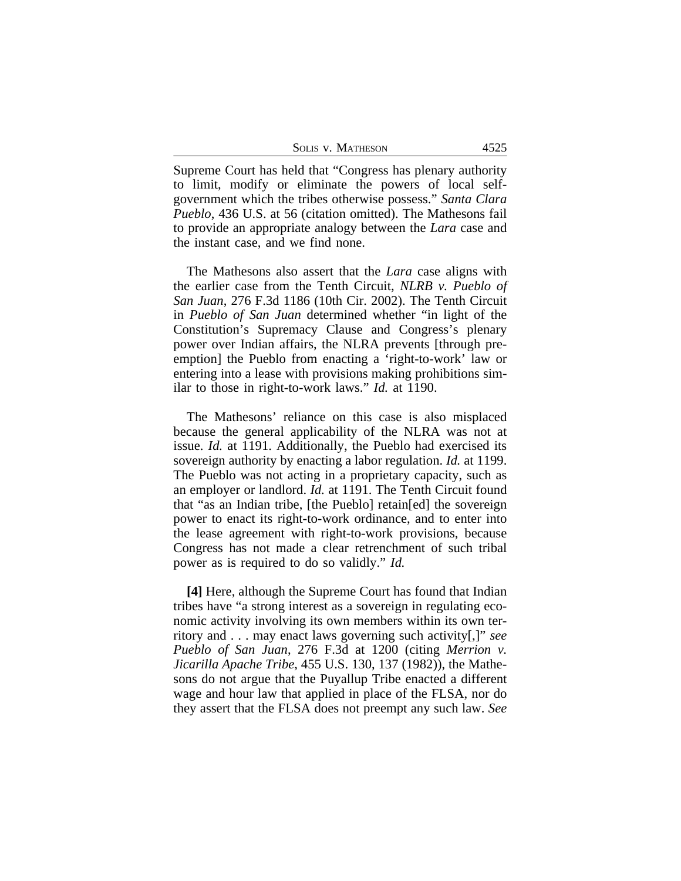Supreme Court has held that "Congress has plenary authority to limit, modify or eliminate the powers of local self-government which the tribes otherwise possess." *Santa Clara Pueblo*, 436 U.S. at 56 (citation omitted). The Mathesons fail to provide an appropriate analogy between the *Lara* case and the instant case, and we find none.

The Mathesons also assert that the *Lara* case aligns with the earlier case from the Tenth Circuit, *NLRB v. Pueblo of San Juan*, 276 F.3d 1186 (10th Cir. 2002). The Tenth Circuit in *Pueblo of San Juan* determined whether "in light of the Constitution's Supremacy Clause and Congress's plenary power over Indian affairs, the NLRA prevents [through preemption] the Pueblo from enacting a 'right-to-work' law or entering into a lease with provisions making prohibitions similar to those in right-to-work laws." *Id.* at 1190.

The Mathesons' reliance on this case is also misplaced because the general applicability of the NLRA was not at issue. *Id.* at 1191. Additionally, the Pueblo had exercised its sovereign authority by enacting a labor regulation. *Id.* at 1199. The Pueblo was not acting in a proprietary capacity, such as an employer or landlord. *Id.* at 1191. The Tenth Circuit found that "as an Indian tribe, [the Pueblo] retain[ed] the sovereign power to enact its right-to-work ordinance, and to enter into the lease agreement with right-to-work provisions, because Congress has not made a clear retrenchment of such tribal power as is required to do so validly." *Id.*

**[4]** Here, although the Supreme Court has found that Indian tribes have "a strong interest as a sovereign in regulating economic activity involving its own members within its own territory and . . . may enact laws governing such activity[,]" *see Pueblo of San Juan*, 276 F.3d at 1200 (citing *Merrion v. Jicarilla Apache Tribe*, 455 U.S. 130, 137 (1982)), the Mathesons do not argue that the Puyallup Tribe enacted a different wage and hour law that applied in place of the FLSA, nor do they assert that the FLSA does not preempt any such law. *See*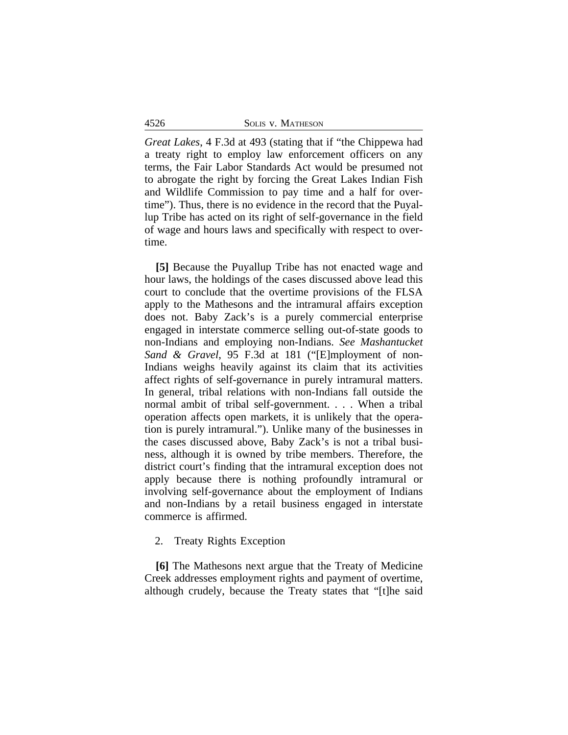*Great Lakes*, 4 F.3d at 493 (stating that if "the Chippewa had a treaty right to employ law enforcement officers on any terms, the Fair Labor Standards Act would be presumed not to abrogate the right by forcing the Great Lakes Indian Fish and Wildlife Commission to pay time and a half for overtime"). Thus, there is no evidence in the record that the Puyallup Tribe has acted on its right of self-governance in the field of wage and hours laws and specifically with respect to overtime.

**[5]** Because the Puyallup Tribe has not enacted wage and hour laws, the holdings of the cases discussed above lead this court to conclude that the overtime provisions of the FLSA apply to the Mathesons and the intramural affairs exception does not. Baby Zack's is a purely commercial enterprise engaged in interstate commerce selling out-of-state goods to non-Indians and employing non-Indians. *See Mashantucket Sand & Gravel*, 95 F.3d at 181 ("[E]mployment of non-Indians weighs heavily against its claim that its activities affect rights of self-governance in purely intramural matters. In general, tribal relations with non-Indians fall outside the normal ambit of tribal self-government. . . . When a tribal operation affects open markets, it is unlikely that the operation is purely intramural."). Unlike many of the businesses in the cases discussed above, Baby Zack's is not a tribal business, although it is owned by tribe members. Therefore, the district court's finding that the intramural exception does not apply because there is nothing profoundly intramural or involving self-governance about the employment of Indians and non-Indians by a retail business engaged in interstate commerce is affirmed.

2. Treaty Rights Exception

**[6]** The Mathesons next argue that the Treaty of Medicine Creek addresses employment rights and payment of overtime, although crudely, because the Treaty states that "[t]he said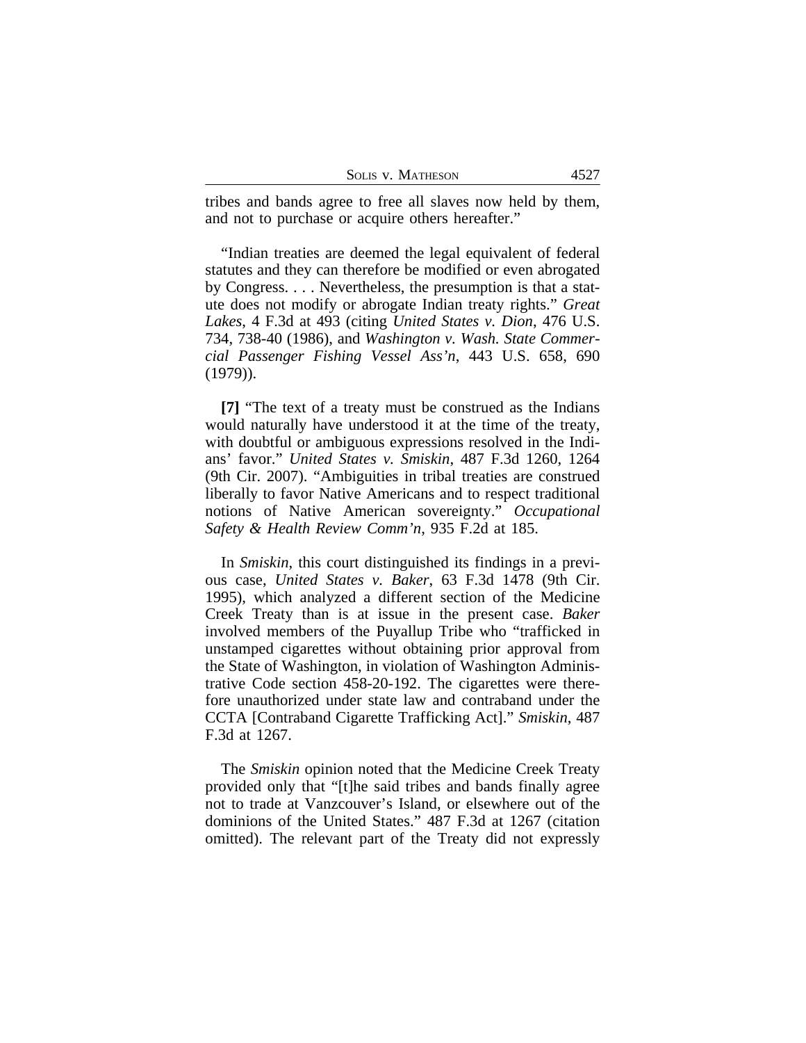tribes and bands agree to free all slaves now held by them, and not to purchase or acquire others hereafter."

"Indian treaties are deemed the legal equivalent of federal statutes and they can therefore be modified or even abrogated by Congress. . . . Nevertheless, the presumption is that a statute does not modify or abrogate Indian treaty rights." *Great Lakes*, 4 F.3d at 493 (citing *United States v. Dion*, 476 U.S. 734, 738-40 (1986), and *Washington v. Wash. State Commercial Passenger Fishing Vessel Ass'n*, 443 U.S. 658, 690 (1979)).

**[7]** "The text of a treaty must be construed as the Indians would naturally have understood it at the time of the treaty, with doubtful or ambiguous expressions resolved in the Indians' favor." *United States v. Smiskin*, 487 F.3d 1260, 1264 (9th Cir. 2007). "Ambiguities in tribal treaties are construed liberally to favor Native Americans and to respect traditional notions of Native American sovereignty." *Occupational Safety & Health Review Comm'n*, 935 F.2d at 185.

In *Smiskin*, this court distinguished its findings in a previous case, *United States v. Baker*, 63 F.3d 1478 (9th Cir. 1995), which analyzed a different section of the Medicine Creek Treaty than is at issue in the present case. *Baker* involved members of the Puyallup Tribe who "trafficked in unstamped cigarettes without obtaining prior approval from the State of Washington, in violation of Washington Administrative Code section 458-20-192. The cigarettes were therefore unauthorized under state law and contraband under the CCTA [Contraband Cigarette Trafficking Act]." *Smiskin*, 487 F.3d at 1267.

The *Smiskin* opinion noted that the Medicine Creek Treaty provided only that "[t]he said tribes and bands finally agree not to trade at Vanzcouver's Island, or elsewhere out of the dominions of the United States." 487 F.3d at 1267 (citation omitted). The relevant part of the Treaty did not expressly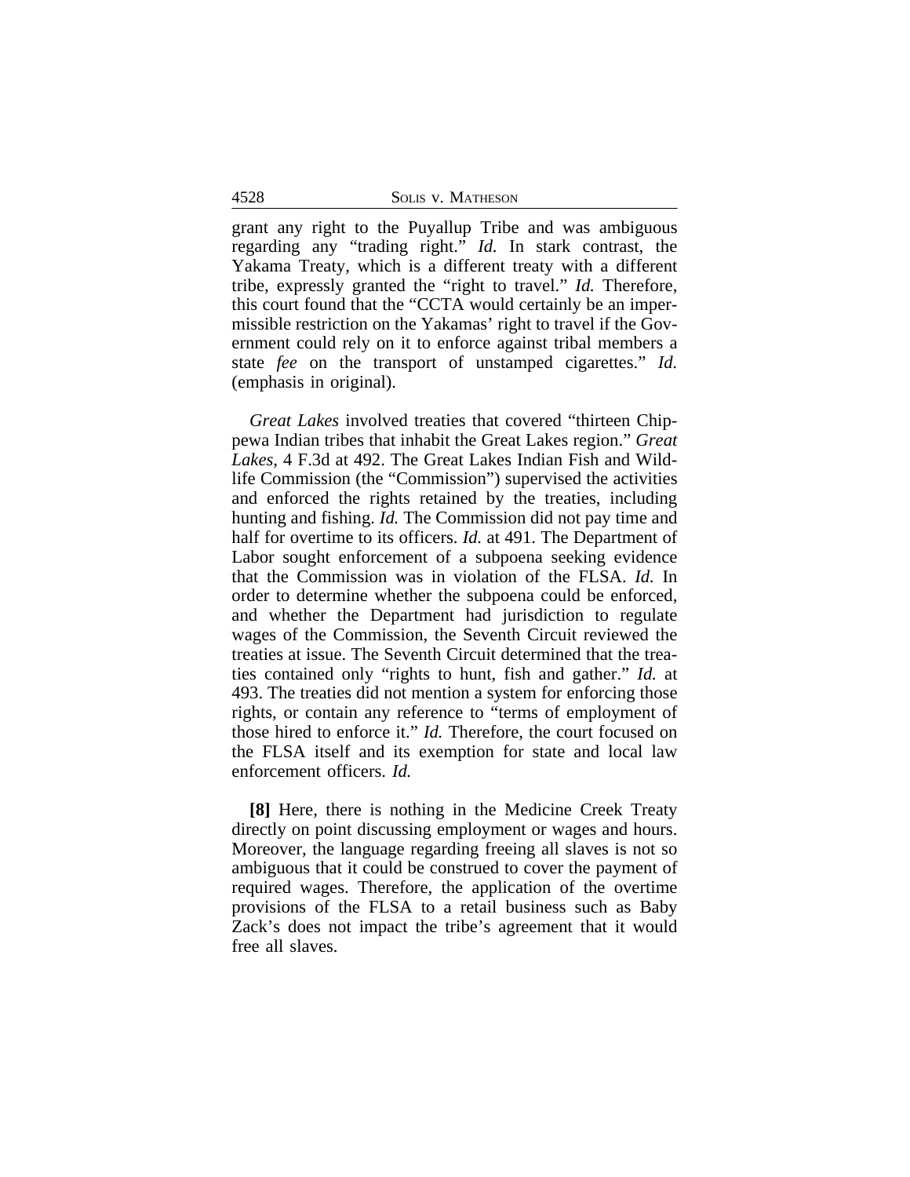grant any right to the Puyallup Tribe and was ambiguous regarding any "trading right." *Id.* In stark contrast, the Yakama Treaty, which is a different treaty with a different tribe, expressly granted the "right to travel." *Id.* Therefore, this court found that the "CCTA would certainly be an impermissible restriction on the Yakamas' right to travel if the Government could rely on it to enforce against tribal members a state *fee* on the transport of unstamped cigarettes." *Id.* (emphasis in original).

*Great Lakes* involved treaties that covered "thirteen Chippewa Indian tribes that inhabit the Great Lakes region." *Great Lakes*, 4 F.3d at 492. The Great Lakes Indian Fish and Wildlife Commission (the "Commission") supervised the activities and enforced the rights retained by the treaties, including hunting and fishing. *Id.* The Commission did not pay time and half for overtime to its officers. *Id.* at 491. The Department of Labor sought enforcement of a subpoena seeking evidence that the Commission was in violation of the FLSA. *Id.* In order to determine whether the subpoena could be enforced, and whether the Department had jurisdiction to regulate wages of the Commission, the Seventh Circuit reviewed the treaties at issue. The Seventh Circuit determined that the treaties contained only "rights to hunt, fish and gather." *Id.* at 493. The treaties did not mention a system for enforcing those rights, or contain any reference to "terms of employment of those hired to enforce it." *Id.* Therefore, the court focused on the FLSA itself and its exemption for state and local law enforcement officers. *Id.*

**[8]** Here, there is nothing in the Medicine Creek Treaty directly on point discussing employment or wages and hours. Moreover, the language regarding freeing all slaves is not so ambiguous that it could be construed to cover the payment of required wages. Therefore, the application of the overtime provisions of the FLSA to a retail business such as Baby Zack's does not impact the tribe's agreement that it would free all slaves.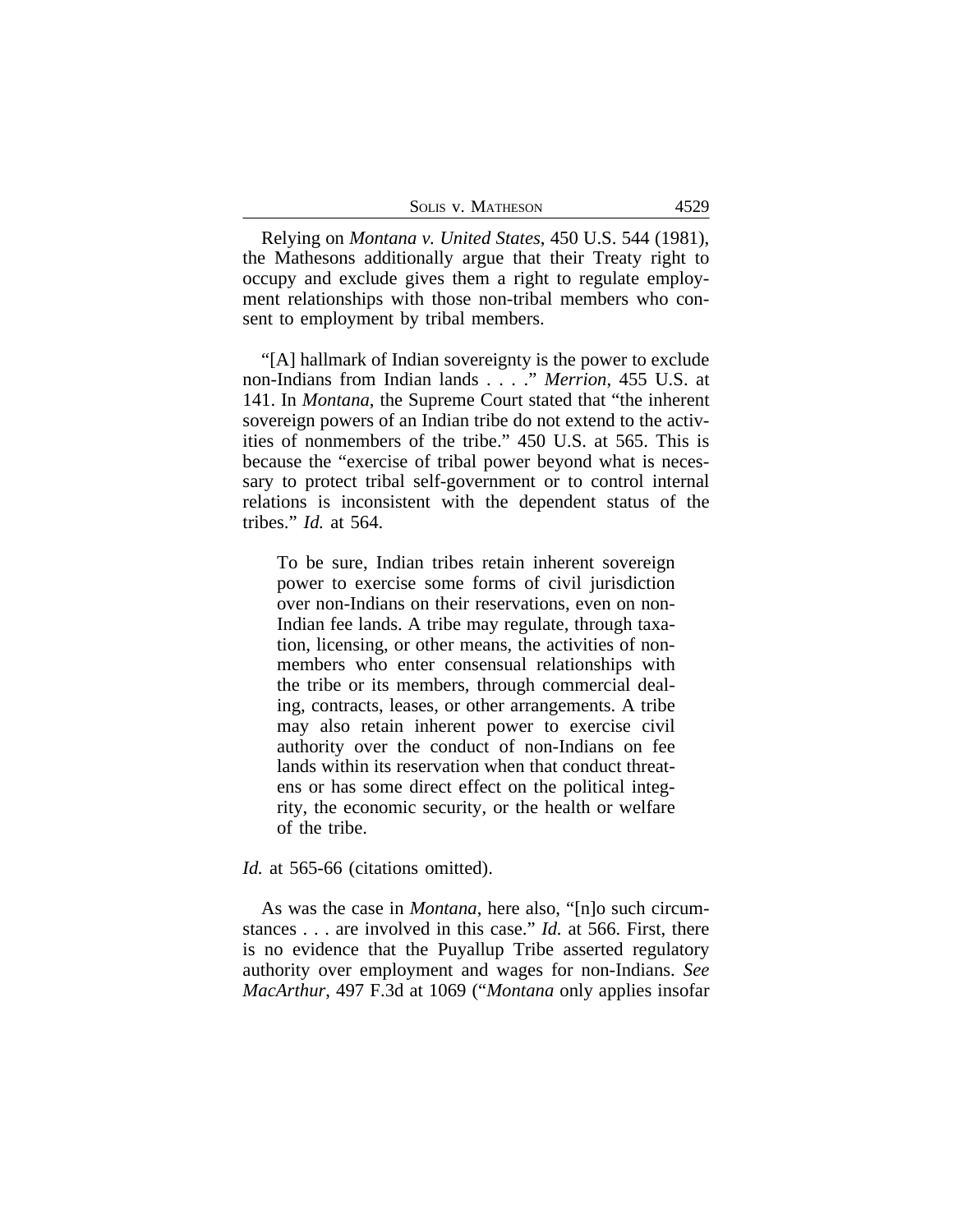Relying on *Montana v. United States*, 450 U.S. 544 (1981), the Mathesons additionally argue that their Treaty right to occupy and exclude gives them a right to regulate employment relationships with those non-tribal members who consent to employment by tribal members.

"[A] hallmark of Indian sovereignty is the power to exclude non-Indians from Indian lands . . . ." *Merrion*, 455 U.S. at 141. In *Montana*, the Supreme Court stated that "the inherent sovereign powers of an Indian tribe do not extend to the activities of nonmembers of the tribe." 450 U.S. at 565. This is because the "exercise of tribal power beyond what is necessary to protect tribal self-government or to control internal relations is inconsistent with the dependent status of the tribes." *Id.* at 564.

> To be sure, Indian tribes retain inherent sovereign power to exercise some forms of civil jurisdiction over non-Indians on their reservations, even on non-Indian fee lands. A tribe may regulate, through taxation, licensing, or other means, the activities of nonmembers who enter consensual relationships with the tribe or its members, through commercial dealing, contracts, leases, or other arrangements. A tribe may also retain inherent power to exercise civil authority over the conduct of non-Indians on fee lands within its reservation when that conduct threatens or has some direct effect on the political integrity, the economic security, or the health or welfare of the tribe.

*Id.* at 565-66 (citations omitted).

As was the case in *Montana*, here also, "[n]o such circumstances . . . are involved in this case." *Id.* at 566. First, there is no evidence that the Puyallup Tribe asserted regulatory authority over employment and wages for non-Indians. *See MacArthur*, 497 F.3d at 1069 ("*Montana* only applies insofar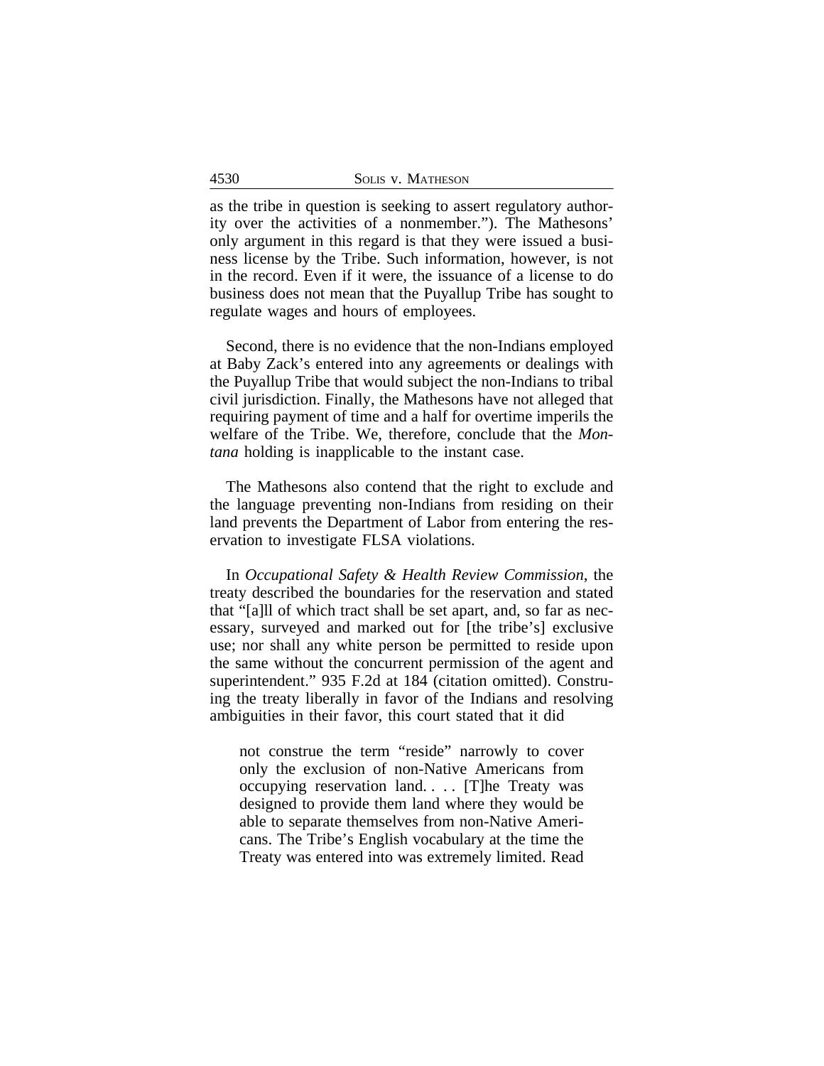as the tribe in question is seeking to assert regulatory authority over the activities of a nonmember."). The Mathesons' only argument in this regard is that they were issued a business license by the Tribe. Such information, however, is not in the record. Even if it were, the issuance of a license to do business does not mean that the Puyallup Tribe has sought to regulate wages and hours of employees.

Second, there is no evidence that the non-Indians employed at Baby Zack's entered into any agreements or dealings with the Puyallup Tribe that would subject the non-Indians to tribal civil jurisdiction. Finally, the Mathesons have not alleged that requiring payment of time and a half for overtime imperils the welfare of the Tribe. We, therefore, conclude that the *Montana* holding is inapplicable to the instant case.

The Mathesons also contend that the right to exclude and the language preventing non-Indians from residing on their land prevents the Department of Labor from entering the reservation to investigate FLSA violations.

In *Occupational Safety & Health Review Commission*, the treaty described the boundaries for the reservation and stated that "[a]ll of which tract shall be set apart, and, so far as necessary, surveyed and marked out for [the tribe's] exclusive use; nor shall any white person be permitted to reside upon the same without the concurrent permission of the agent and superintendent." 935 F.2d at 184 (citation omitted). Construing the treaty liberally in favor of the Indians and resolving ambiguities in their favor, this court stated that it did

> not construe the term "reside" narrowly to cover only the exclusion of non-Native Americans from occupying reservation land. . . . [T]he Treaty was designed to provide them land where they would be able to separate themselves from non-Native Americans. The Tribe's English vocabulary at the time the Treaty was entered into was extremely limited. Read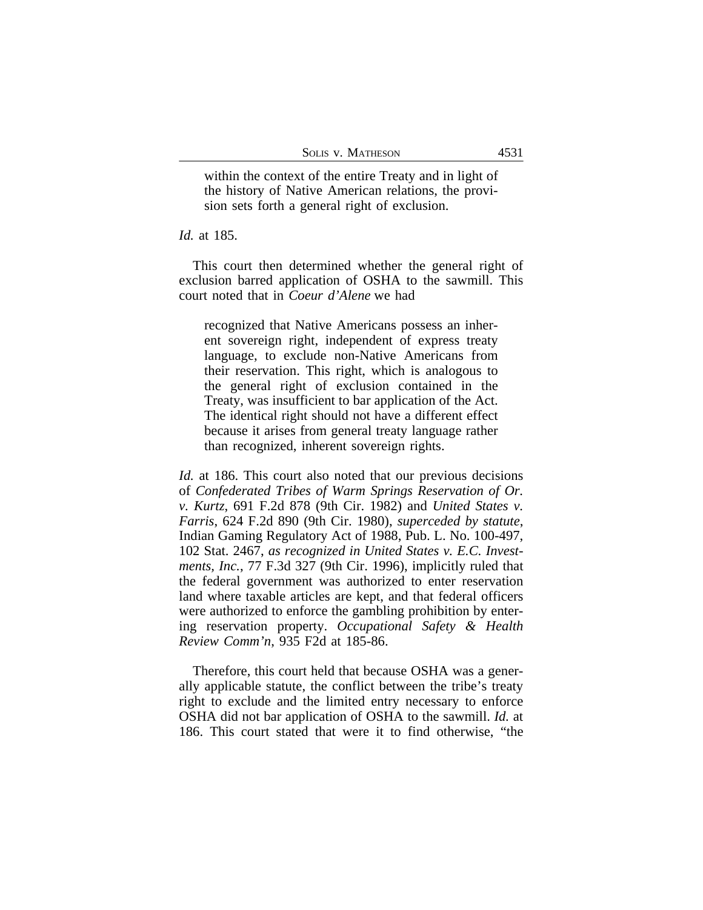> within the context of the entire Treaty and in light of the history of Native American relations, the provision sets forth a general right of exclusion.

*Id.* at 185.

This court then determined whether the general right of exclusion barred application of OSHA to the sawmill. This court noted that in *Coeur d'Alene* we had

> recognized that Native Americans possess an inherent sovereign right, independent of express treaty language, to exclude non-Native Americans from their reservation. This right, which is analogous to the general right of exclusion contained in the Treaty, was insufficient to bar application of the Act. The identical right should not have a different effect because it arises from general treaty language rather than recognized, inherent sovereign rights.

*Id.* at 186. This court also noted that our previous decisions of *Confederated Tribes of Warm Springs Reservation of Or. v. Kurtz*, 691 F.2d 878 (9th Cir. 1982) and *United States v. Farris*, 624 F.2d 890 (9th Cir. 1980), *superceded by statute*, Indian Gaming Regulatory Act of 1988, Pub. L. No. 100-497, 102 Stat. 2467, *as recognized in United States v. E.C. Investments, Inc.*, 77 F.3d 327 (9th Cir. 1996), implicitly ruled that the federal government was authorized to enter reservation land where taxable articles are kept, and that federal officers were authorized to enforce the gambling prohibition by entering reservation property. *Occupational Safety & Health Review Comm'n*, 935 F2d at 185-86.

Therefore, this court held that because OSHA was a generally applicable statute, the conflict between the tribe's treaty right to exclude and the limited entry necessary to enforce OSHA did not bar application of OSHA to the sawmill. *Id.* at 186. This court stated that were it to find otherwise, "the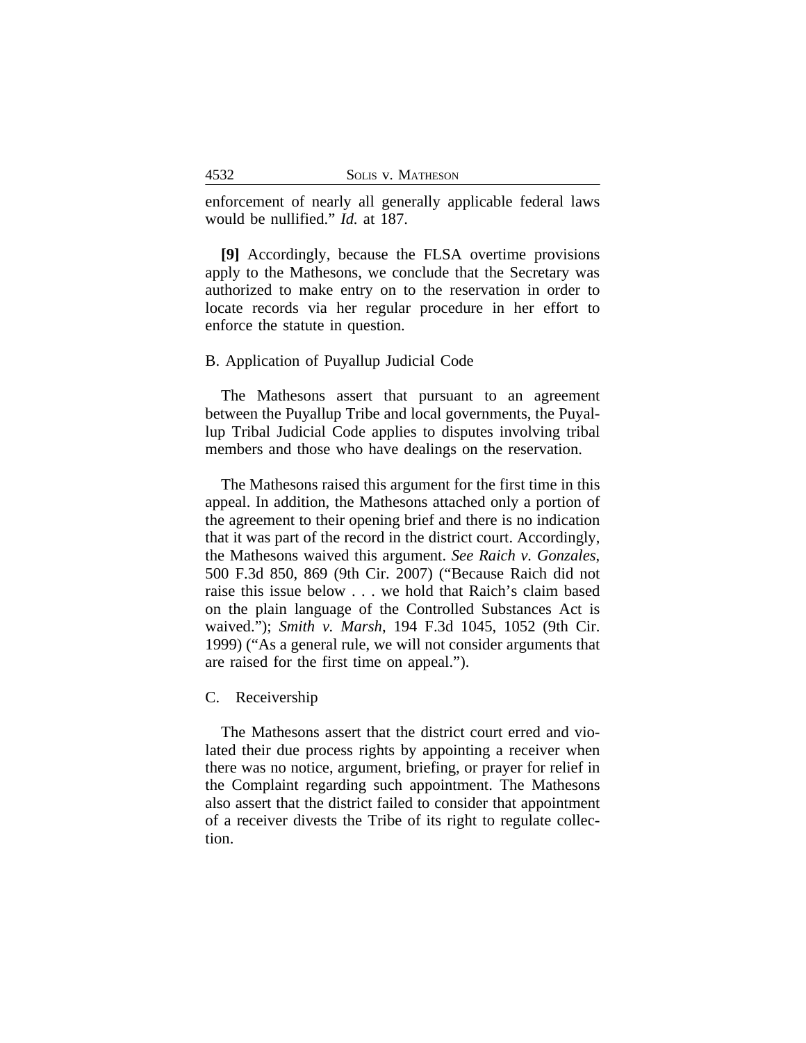enforcement of nearly all generally applicable federal laws would be nullified." *Id.* at 187.

**[9]** Accordingly, because the FLSA overtime provisions apply to the Mathesons, we conclude that the Secretary was authorized to make entry on to the reservation in order to locate records via her regular procedure in her effort to enforce the statute in question.

### B. Application of Puyallup Judicial Code

The Mathesons assert that pursuant to an agreement between the Puyallup Tribe and local governments, the Puyallup Tribal Judicial Code applies to disputes involving tribal members and those who have dealings on the reservation.

The Mathesons raised this argument for the first time in this appeal. In addition, the Mathesons attached only a portion of the agreement to their opening brief and there is no indication that it was part of the record in the district court. Accordingly, the Mathesons waived this argument. *See Raich v. Gonzales*, 500 F.3d 850, 869 (9th Cir. 2007) ("Because Raich did not raise this issue below . . . we hold that Raich's claim based on the plain language of the Controlled Substances Act is waived."); *Smith v. Marsh*, 194 F.3d 1045, 1052 (9th Cir. 1999) ("As a general rule, we will not consider arguments that are raised for the first time on appeal.").

### C. Receivership

The Mathesons assert that the district court erred and violated their due process rights by appointing a receiver when there was no notice, argument, briefing, or prayer for relief in the Complaint regarding such appointment. The Mathesons also assert that the district failed to consider that appointment of a receiver divests the Tribe of its right to regulate collection.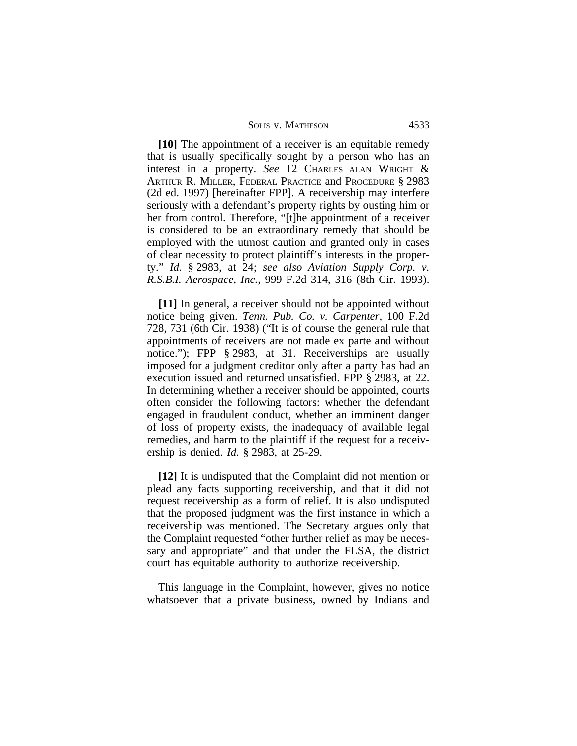**[10]** The appointment of a receiver is an equitable remedy that is usually specifically sought by a person who has an interest in a property. *See* 12 CHARLES ALAN WRIGHT & ARTHUR R. MILLER, FEDERAL PRACTICE and PROCEDURE § 2983 (2d ed. 1997) [hereinafter FPP]. A receivership may interfere seriously with a defendant's property rights by ousting him or her from control. Therefore, "[t]he appointment of a receiver is considered to be an extraordinary remedy that should be employed with the utmost caution and granted only in cases of clear necessity to protect plaintiff's interests in the property." *Id.* § 2983, at 24; *see also Aviation Supply Corp. v. R.S.B.I. Aerospace, Inc.*, 999 F.2d 314, 316 (8th Cir. 1993).

**[11]** In general, a receiver should not be appointed without notice being given. *Tenn. Pub. Co. v. Carpenter*, 100 F.2d 728, 731 (6th Cir. 1938) ("It is of course the general rule that appointments of receivers are not made ex parte and without notice."); FPP § 2983, at 31. Receiverships are usually imposed for a judgment creditor only after a party has had an execution issued and returned unsatisfied. FPP § 2983, at 22. In determining whether a receiver should be appointed, courts often consider the following factors: whether the defendant engaged in fraudulent conduct, whether an imminent danger of loss of property exists, the inadequacy of available legal remedies, and harm to the plaintiff if the request for a receivership is denied. *Id.* § 2983, at 25-29.

**[12]** It is undisputed that the Complaint did not mention or plead any facts supporting receivership, and that it did not request receivership as a form of relief. It is also undisputed that the proposed judgment was the first instance in which a receivership was mentioned. The Secretary argues only that the Complaint requested "other further relief as may be necessary and appropriate" and that under the FLSA, the district court has equitable authority to authorize receivership.

This language in the Complaint, however, gives no notice whatsoever that a private business, owned by Indians and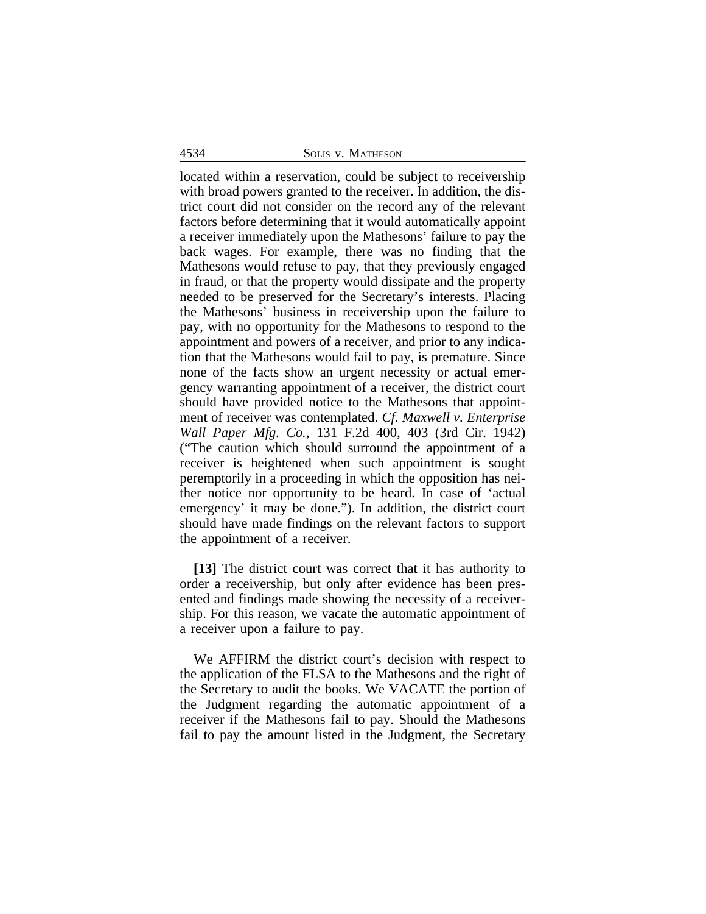located within a reservation, could be subject to receivership with broad powers granted to the receiver. In addition, the district court did not consider on the record any of the relevant factors before determining that it would automatically appoint a receiver immediately upon the Mathesons' failure to pay the back wages. For example, there was no finding that the Mathesons would refuse to pay, that they previously engaged in fraud, or that the property would dissipate and the property needed to be preserved for the Secretary's interests. Placing the Mathesons' business in receivership upon the failure to pay, with no opportunity for the Mathesons to respond to the appointment and powers of a receiver, and prior to any indication that the Mathesons would fail to pay, is premature. Since none of the facts show an urgent necessity or actual emergency warranting appointment of a receiver, the district court should have provided notice to the Mathesons that appointment of receiver was contemplated. *Cf. Maxwell v. Enterprise Wall Paper Mfg. Co.*, 131 F.2d 400, 403 (3rd Cir. 1942) ("The caution which should surround the appointment of a receiver is heightened when such appointment is sought peremptorily in a proceeding in which the opposition has neither notice nor opportunity to be heard. In case of 'actual emergency' it may be done."). In addition, the district court should have made findings on the relevant factors to support the appointment of a receiver.

**[13]** The district court was correct that it has authority to order a receivership, but only after evidence has been presented and findings made showing the necessity of a receivership. For this reason, we vacate the automatic appointment of a receiver upon a failure to pay.

We AFFIRM the district court's decision with respect to the application of the FLSA to the Mathesons and the right of the Secretary to audit the books. We VACATE the portion of the Judgment regarding the automatic appointment of a receiver if the Mathesons fail to pay. Should the Mathesons fail to pay the amount listed in the Judgment, the Secretary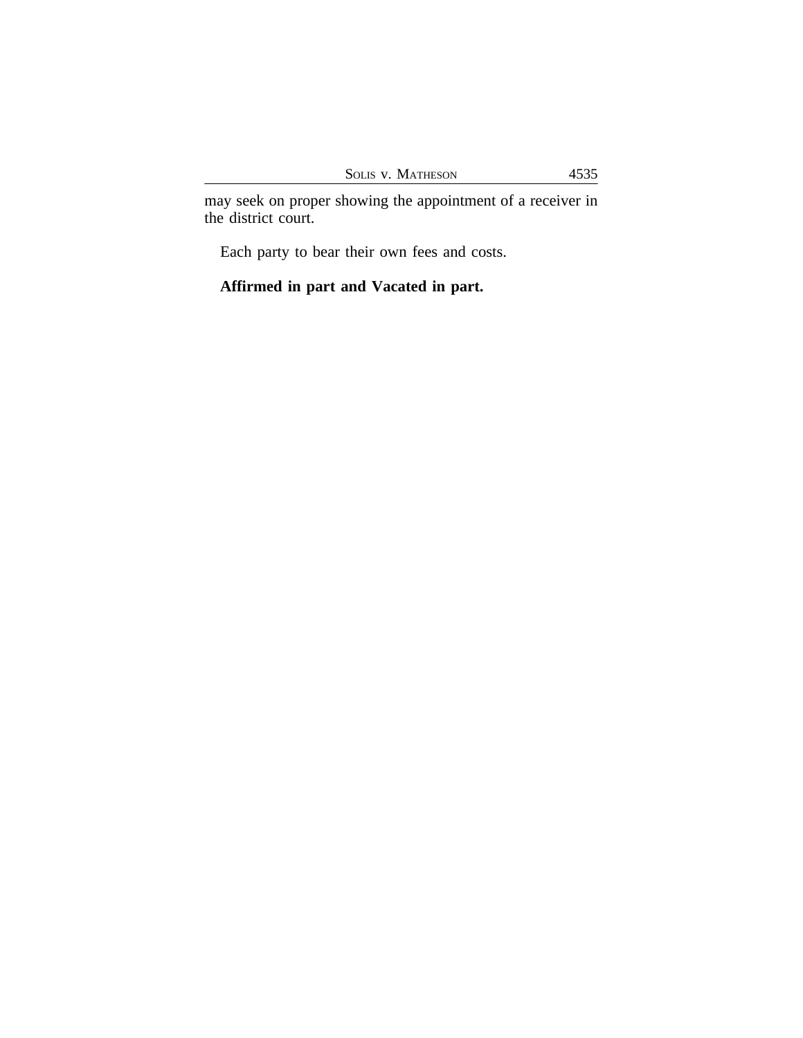may seek on proper showing the appointment of a receiver in the district court.

Each party to bear their own fees and costs.

**Affirmed in part and Vacated in part.**